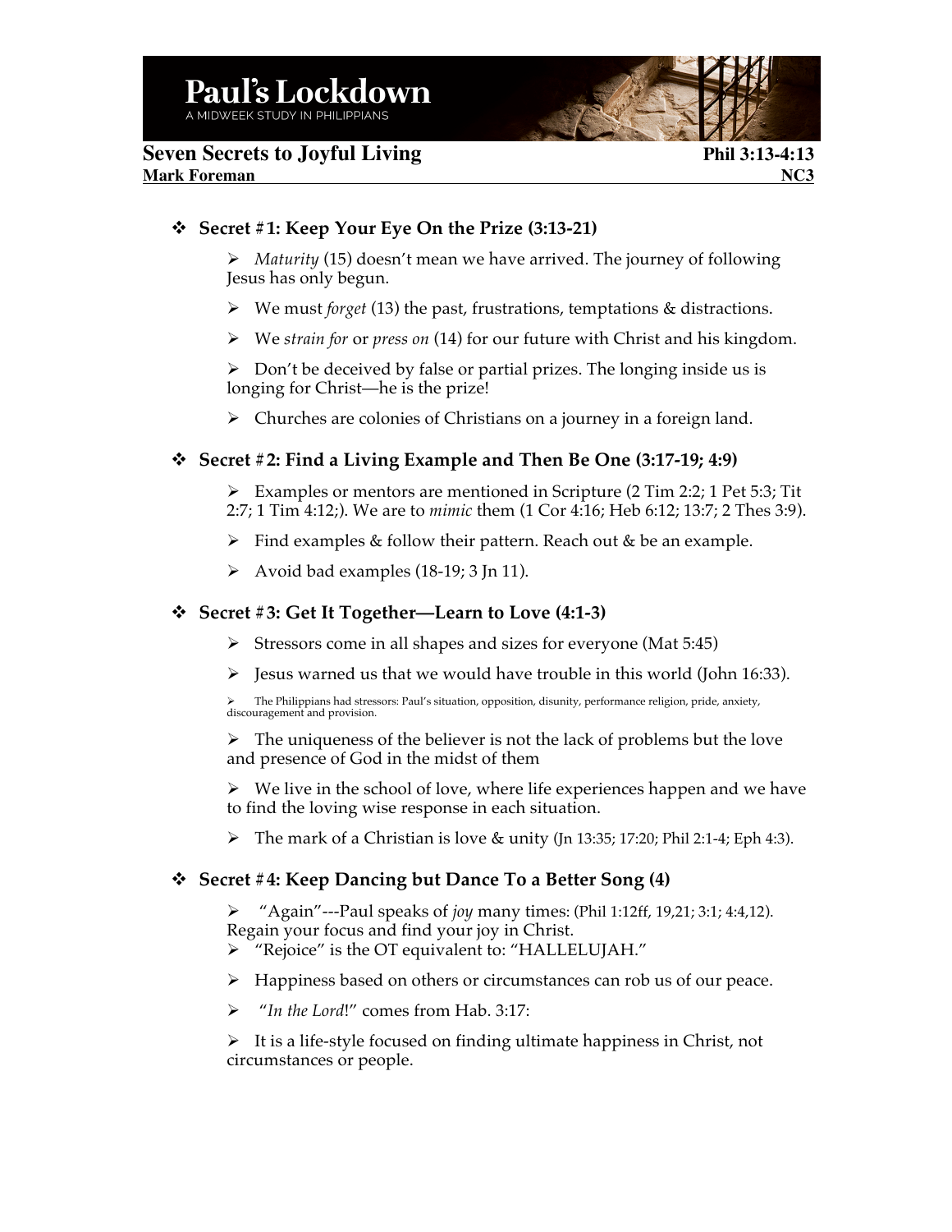# Paul's Lockdown

A MIDWEEK STUDY IN PHILIPPIANS

## Seven Secrets to Joyful Living — Phil 3:13-4:13

**Mark Foreman — NC3**

### Secret #1: Keep Your Eye On the Prize (3:13-21)

- *Maturity* (15) doesn't mean we have arrived. The journey of following Jesus has only begun.
- We must *forget* (13) the past, frustrations, temptations & distractions.
- We *strain for* or *press on* (14) for our future with Christ and his kingdom.
- Don't be deceived by false or partial prizes. The longing inside us is longing for Christ—he is the prize!
- Churches are colonies of Christians on a journey in a foreign land.

### Secret #2: Find a Living Example and Then Be One (3:17-19; 4:9)

- Examples or mentors are mentioned in Scripture (2 Tim 2:2; 1 Pet 5:3; Tit 2:7; 1 Tim 4:12;). We are to *mimic* them (1 Cor 4:16; Heb 6:12; 13:7; 2 Thes 3:9).
- Find examples & follow their pattern. Reach out & be an example.
- Avoid bad examples (18-19; 3 Jn 11).

### Secret #3: Get It Together—Learn to Love (4:1-3)

- Stressors come in all shapes and sizes for everyone (Mat 5:45)
- Jesus warned us that we would have trouble in this world (John 16:33).
- The Philippians had stressors: Paul's situation, opposition, disunity, performance religion, pride, anxiety, discouragement and provision.
- The uniqueness of the believer is not the lack of problems but the love and presence of God in the midst of them
- We live in the school of love, where life experiences happen and we have to find the loving wise response in each situation.
- The mark of a Christian is love & unity (Jn 13:35; 17:20; Phil 2:1-4; Eph 4:3).

### Secret #4: Keep Dancing but Dance To a Better Song (4)

- "Again"---Paul speaks of *joy* many times: (Phil 1:12ff, 19,21; 3:1; 4:4,12). Regain your focus and find your joy in Christ.
- "Rejoice" is the OT equivalent to: "HALLELUJAH."
- Happiness based on others or circumstances can rob us of our peace.
- "*In the Lord*!" comes from Hab. 3:17:
- It is a life-style focused on finding ultimate happiness in Christ, not circumstances or people.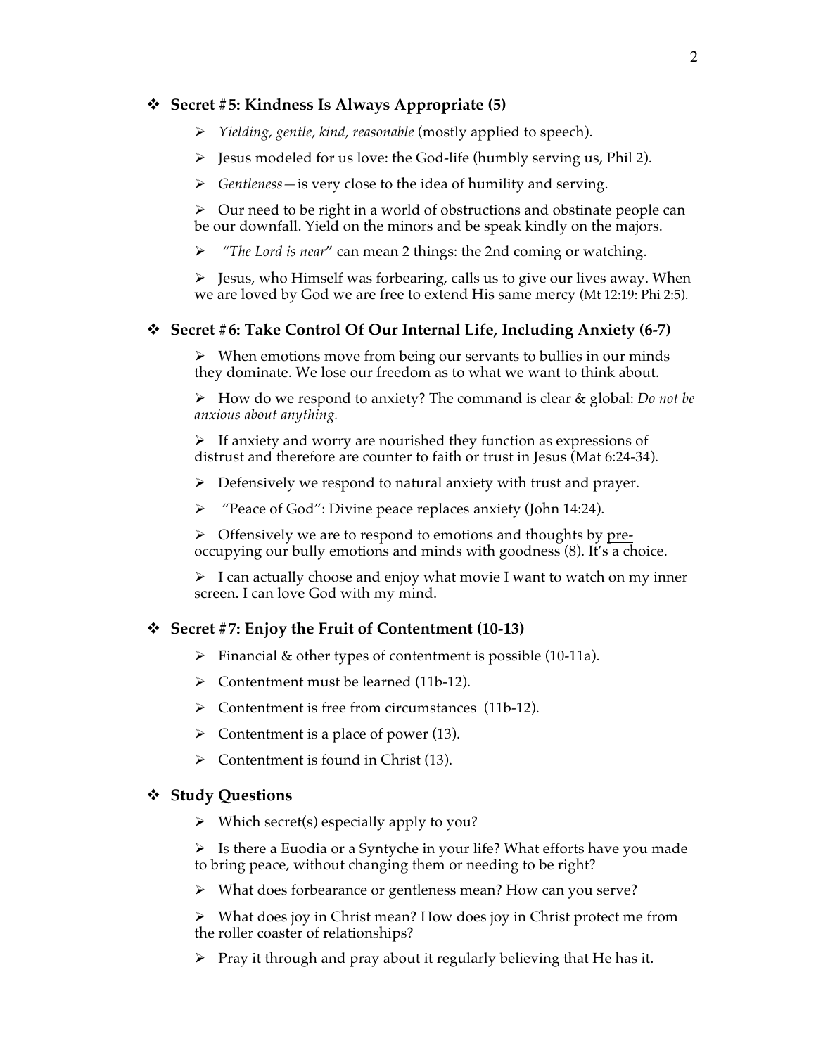### ❖ Secret #5: Kindness Is Always Appropriate (5)

- *Yielding, gentle, kind, reasonable* (mostly applied to speech).
- Jesus modeled for us love: the God-life (humbly serving us, Phil 2).
- *Gentleness*—is very close to the idea of humility and serving.
- Our need to be right in a world of obstructions and obstinate people can be our downfall. Yield on the minors and be speak kindly on the majors.
- *"The Lord is near"* can mean 2 things: the 2nd coming or watching.
- Jesus, who Himself was forbearing, calls us to give our lives away. When we are loved by God we are free to extend His same mercy (Mt 12:19: Phi 2:5).

### ❖ Secret #6: Take Control Of Our Internal Life, Including Anxiety (6-7)

- When emotions move from being our servants to bullies in our minds they dominate. We lose our freedom as to what we want to think about.
- How do we respond to anxiety? The command is clear & global: *Do not be anxious about anything.*
- If anxiety and worry are nourished they function as expressions of distrust and therefore are counter to faith or trust in Jesus (Mat 6:24-34).
- Defensively we respond to natural anxiety with trust and prayer.
- "Peace of God": Divine peace replaces anxiety (John 14:24).
- Offensively we are to respond to emotions and thoughts by <u>pre-</u>occupying our bully emotions and minds with goodness (8). It's a choice.
- I can actually choose and enjoy what movie I want to watch on my inner screen. I can love God with my mind.

### ❖ Secret #7: Enjoy the Fruit of Contentment (10-13)

- Financial & other types of contentment is possible (10-11a).
- Contentment must be learned (11b-12).
- Contentment is free from circumstances (11b-12).
- Contentment is a place of power (13).
- Contentment is found in Christ (13).

### ❖ Study Questions

- Which secret(s) especially apply to you?
- Is there a Euodia or a Syntyche in your life? What efforts have you made to bring peace, without changing them or needing to be right?
- What does forbearance or gentleness mean? How can you serve?
- What does joy in Christ mean? How does joy in Christ protect me from the roller coaster of relationships?
- Pray it through and pray about it regularly believing that He has it.